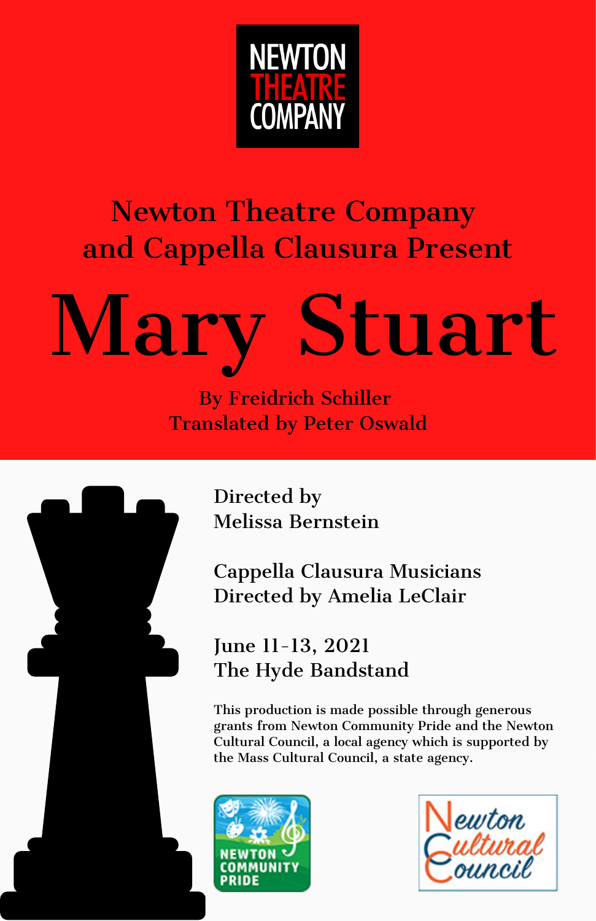NEWTON THEATRE COMPANY

## Newton Theatre Company and Cappella Clausura Present

# Mary Stuart

By Freidrich Schiller
Translated by Peter Oswald

Directed by
Melissa Bernstein

Cappella Clausura Musicians
Directed by Amelia LeClair

June 11-13, 2021
The Hyde Bandstand

**This production is made possible through generous grants from Newton Community Pride and the Newton Cultural Council, a local agency which is supported by the Mass Cultural Council, a state agency.**

NEWTON COMMUNITY PRIDE

Newton Cultural Council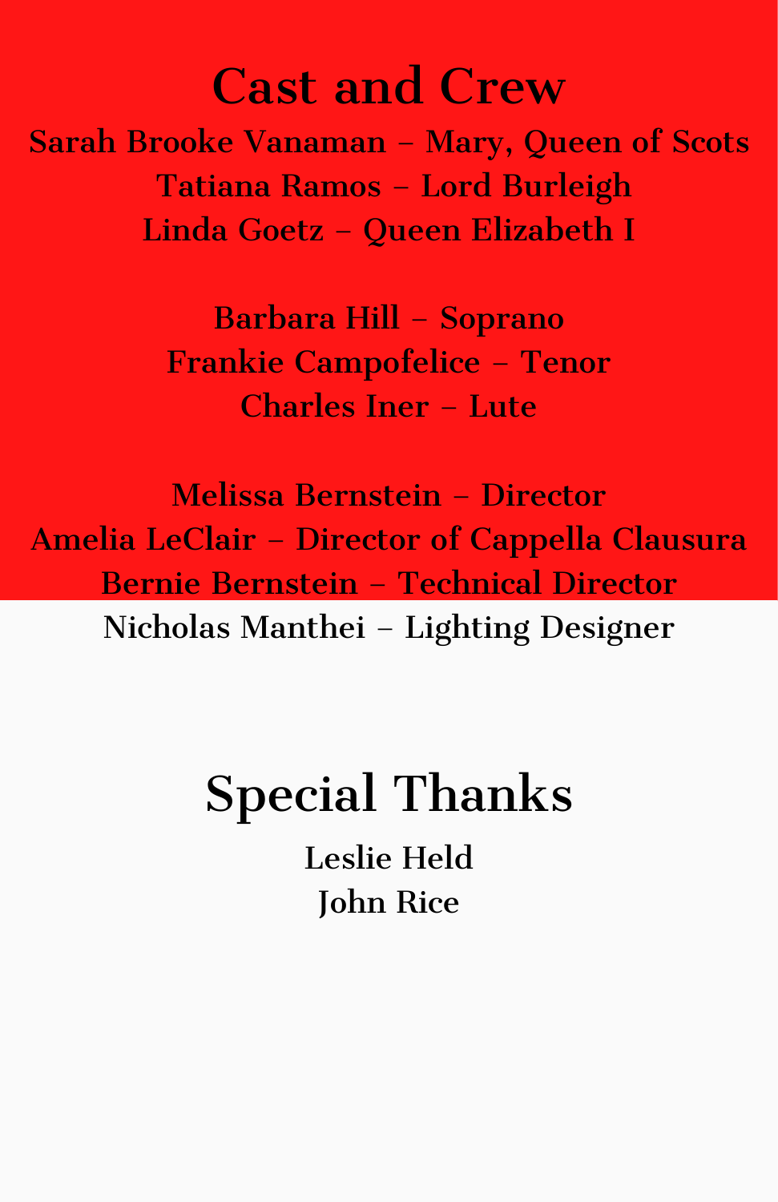# Cast and Crew

Sarah Brooke Vanaman – Mary, Queen of Scots
Tatiana Ramos – Lord Burleigh
Linda Goetz – Queen Elizabeth I

Barbara Hill – Soprano
Frankie Campofelice – Tenor
Charles Iner – Lute

Melissa Bernstein – Director
Amelia LeClair – Director of Cappella Clausura
Bernie Bernstein – Technical Director
Nicholas Manthei – Lighting Designer

# Special Thanks

Leslie Held
John Rice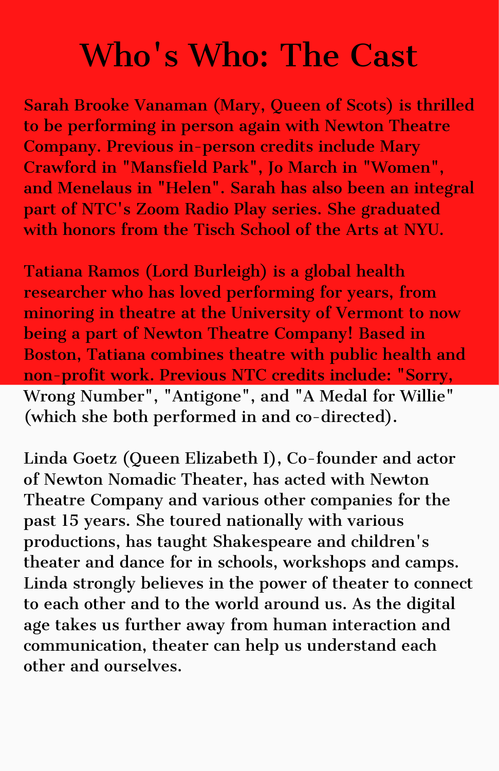# Who's Who: The Cast

Sarah Brooke Vanaman (Mary, Queen of Scots) is thrilled to be performing in person again with Newton Theatre Company. Previous in-person credits include Mary Crawford in "Mansfield Park", Jo March in "Women", and Menelaus in "Helen". Sarah has also been an integral part of NTC's Zoom Radio Play series. She graduated with honors from the Tisch School of the Arts at NYU.

Tatiana Ramos (Lord Burleigh) is a global health researcher who has loved performing for years, from minoring in theatre at the University of Vermont to now being a part of Newton Theatre Company! Based in Boston, Tatiana combines theatre with public health and non-profit work. Previous NTC credits include: "Sorry, Wrong Number", "Antigone", and "A Medal for Willie" (which she both performed in and co-directed).

Linda Goetz (Queen Elizabeth I), Co-founder and actor of Newton Nomadic Theater, has acted with Newton Theatre Company and various other companies for the past 15 years. She toured nationally with various productions, has taught Shakespeare and children's theater and dance for in schools, workshops and camps. Linda strongly believes in the power of theater to connect to each other and to the world around us. As the digital age takes us further away from human interaction and communication, theater can help us understand each other and ourselves.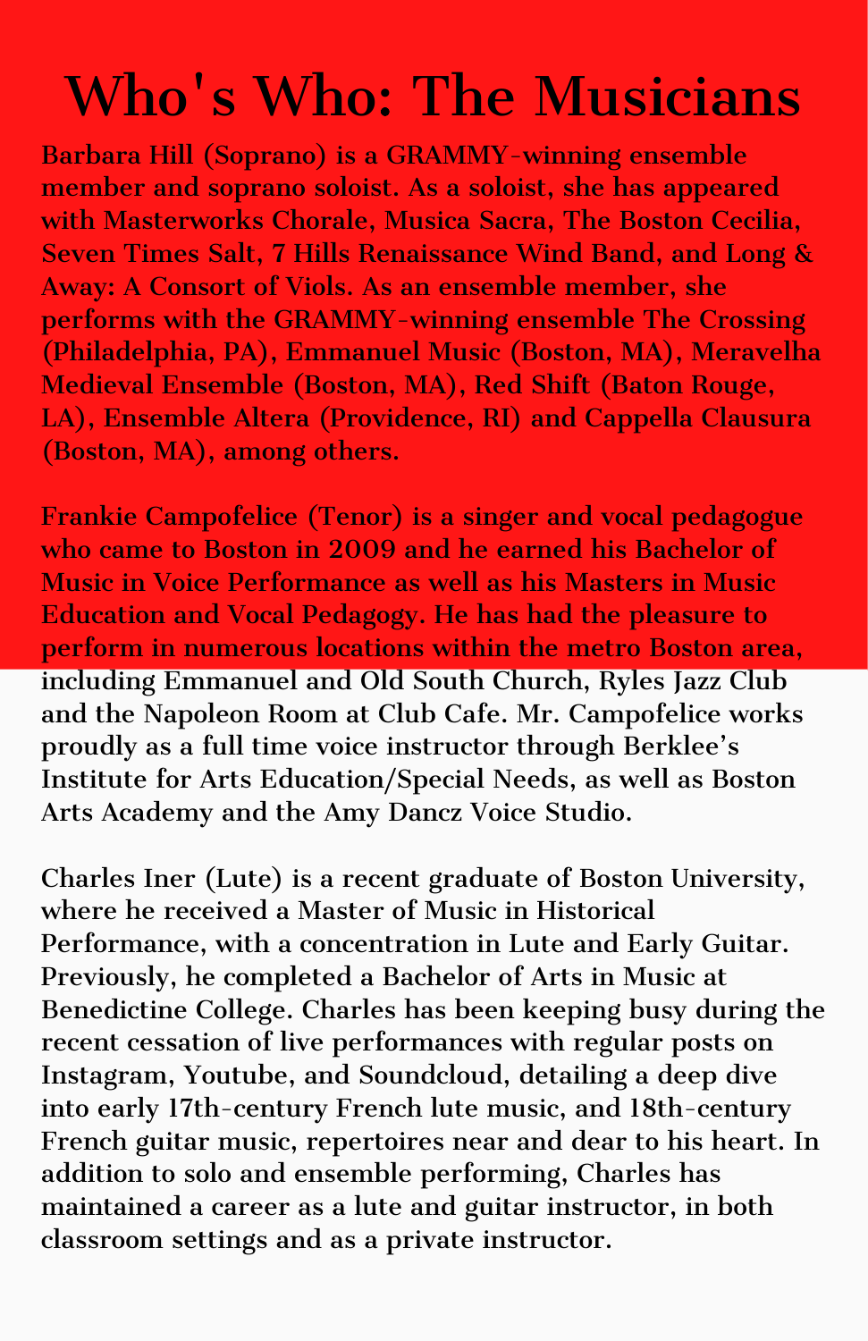# Who's Who: The Musicians

Barbara Hill (Soprano) is a GRAMMY-winning ensemble member and soprano soloist. As a soloist, she has appeared with Masterworks Chorale, Musica Sacra, The Boston Cecilia, Seven Times Salt, 7 Hills Renaissance Wind Band, and Long & Away: A Consort of Viols. As an ensemble member, she performs with the GRAMMY-winning ensemble The Crossing (Philadelphia, PA), Emmanuel Music (Boston, MA), Meravelha Medieval Ensemble (Boston, MA), Red Shift (Baton Rouge, LA), Ensemble Altera (Providence, RI) and Cappella Clausura (Boston, MA), among others.

Frankie Campofelice (Tenor) is a singer and vocal pedagogue who came to Boston in 2009 and he earned his Bachelor of Music in Voice Performance as well as his Masters in Music Education and Vocal Pedagogy. He has had the pleasure to perform in numerous locations within the metro Boston area, including Emmanuel and Old South Church, Ryles Jazz Club and the Napoleon Room at Club Cafe. Mr. Campofelice works proudly as a full time voice instructor through Berklee's Institute for Arts Education/Special Needs, as well as Boston Arts Academy and the Amy Dancz Voice Studio.

Charles Iner (Lute) is a recent graduate of Boston University, where he received a Master of Music in Historical Performance, with a concentration in Lute and Early Guitar. Previously, he completed a Bachelor of Arts in Music at Benedictine College. Charles has been keeping busy during the recent cessation of live performances with regular posts on Instagram, Youtube, and Soundcloud, detailing a deep dive into early 17th-century French lute music, and 18th-century French guitar music, repertoires near and dear to his heart. In addition to solo and ensemble performing, Charles has maintained a career as a lute and guitar instructor, in both classroom settings and as a private instructor.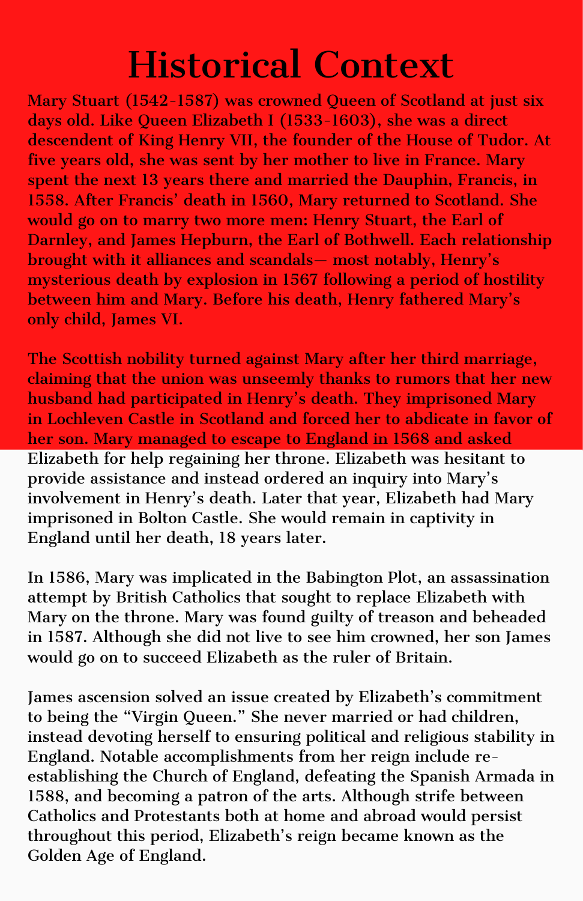# Historical Context

Mary Stuart (1542-1587) was crowned Queen of Scotland at just six days old. Like Queen Elizabeth I (1533-1603), she was a direct descendent of King Henry VII, the founder of the House of Tudor. At five years old, she was sent by her mother to live in France. Mary spent the next 13 years there and married the Dauphin, Francis, in 1558. After Francis' death in 1560, Mary returned to Scotland. She would go on to marry two more men: Henry Stuart, the Earl of Darnley, and James Hepburn, the Earl of Bothwell. Each relationship brought with it alliances and scandals— most notably, Henry's mysterious death by explosion in 1567 following a period of hostility between him and Mary. Before his death, Henry fathered Mary's only child, James VI.

The Scottish nobility turned against Mary after her third marriage, claiming that the union was unseemly thanks to rumors that her new husband had participated in Henry's death. They imprisoned Mary in Lochleven Castle in Scotland and forced her to abdicate in favor of her son. Mary managed to escape to England in 1568 and asked Elizabeth for help regaining her throne. Elizabeth was hesitant to provide assistance and instead ordered an inquiry into Mary's involvement in Henry's death. Later that year, Elizabeth had Mary imprisoned in Bolton Castle. She would remain in captivity in England until her death, 18 years later.

In 1586, Mary was implicated in the Babington Plot, an assassination attempt by British Catholics that sought to replace Elizabeth with Mary on the throne. Mary was found guilty of treason and beheaded in 1587. Although she did not live to see him crowned, her son James would go on to succeed Elizabeth as the ruler of Britain.

James ascension solved an issue created by Elizabeth's commitment to being the "Virgin Queen." She never married or had children, instead devoting herself to ensuring political and religious stability in England. Notable accomplishments from her reign include re-establishing the Church of England, defeating the Spanish Armada in 1588, and becoming a patron of the arts. Although strife between Catholics and Protestants both at home and abroad would persist throughout this period, Elizabeth's reign became known as the Golden Age of England.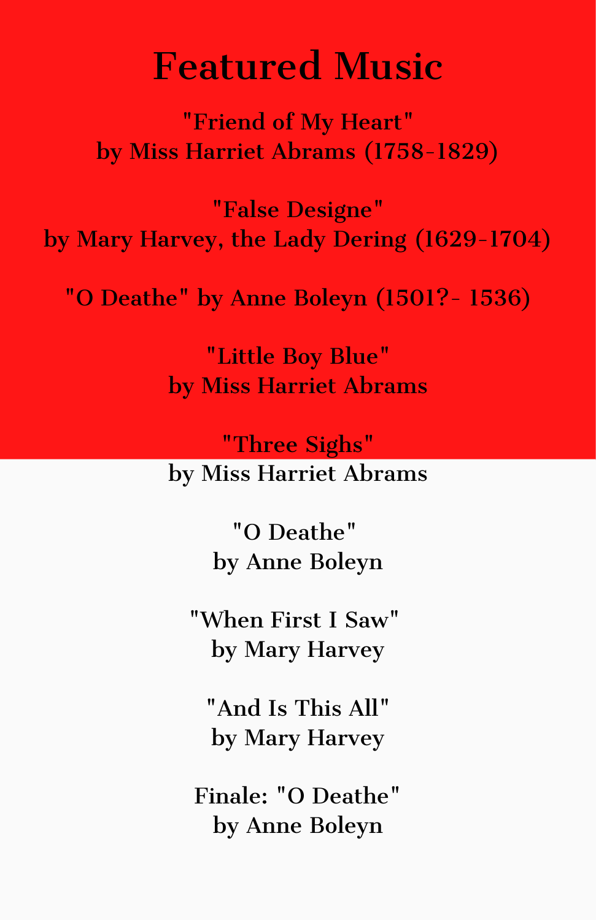# Featured Music

"Friend of My Heart"
by Miss Harriet Abrams (1758-1829)

"False Designe"
by Mary Harvey, the Lady Dering (1629-1704)

"O Deathe" by Anne Boleyn (1501?- 1536)

"Little Boy Blue"
by Miss Harriet Abrams

"Three Sighs"
by Miss Harriet Abrams

"O Deathe"
by Anne Boleyn

"When First I Saw"
by Mary Harvey

"And Is This All"
by Mary Harvey

Finale: "O Deathe"
by Anne Boleyn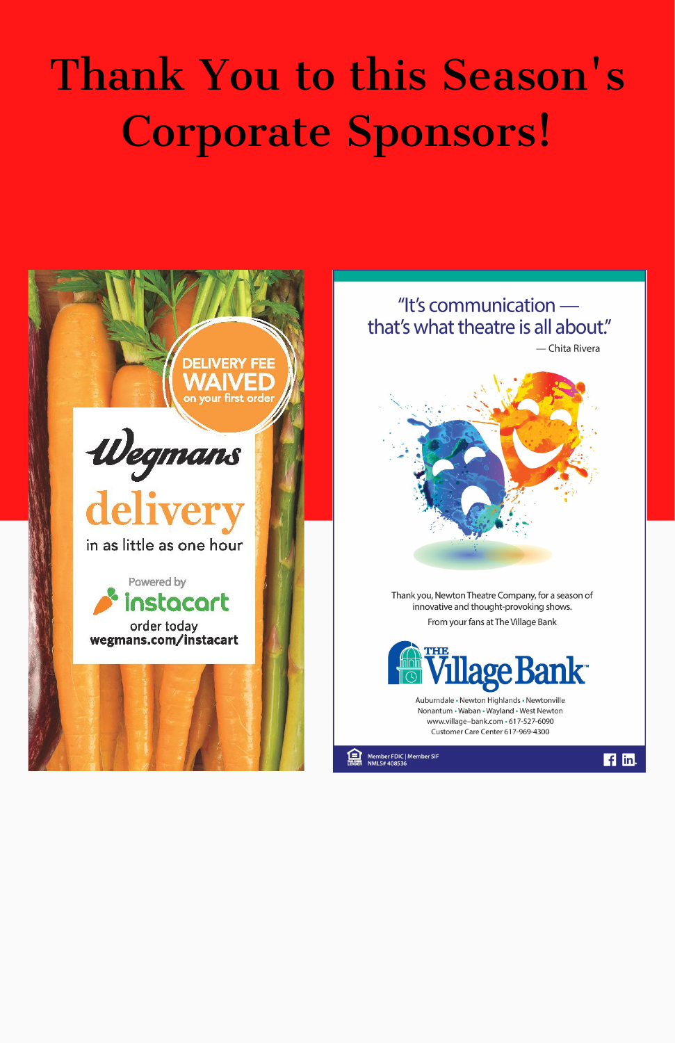# Thank You to this Season's Corporate Sponsors!

DELIVERY FEE WAIVED on your first order

Wegmans delivery in as little as one hour

Powered by instacart

order today wegmans.com/instacart

"It's communication — that's what theatre is all about."

— Chita Rivera

Thank you, Newton Theatre Company, for a season of innovative and thought-provoking shows.

From your fans at The Village Bank

THE Village Bank

Auburndale • Newton Highlands • Newtonville
Nonantum • Waban • Wayland • West Newton
www.village-bank.com • 617-527-6090
Customer Care Center 617-969-4300

Member FDIC | Member SIF
NMLS# 408536